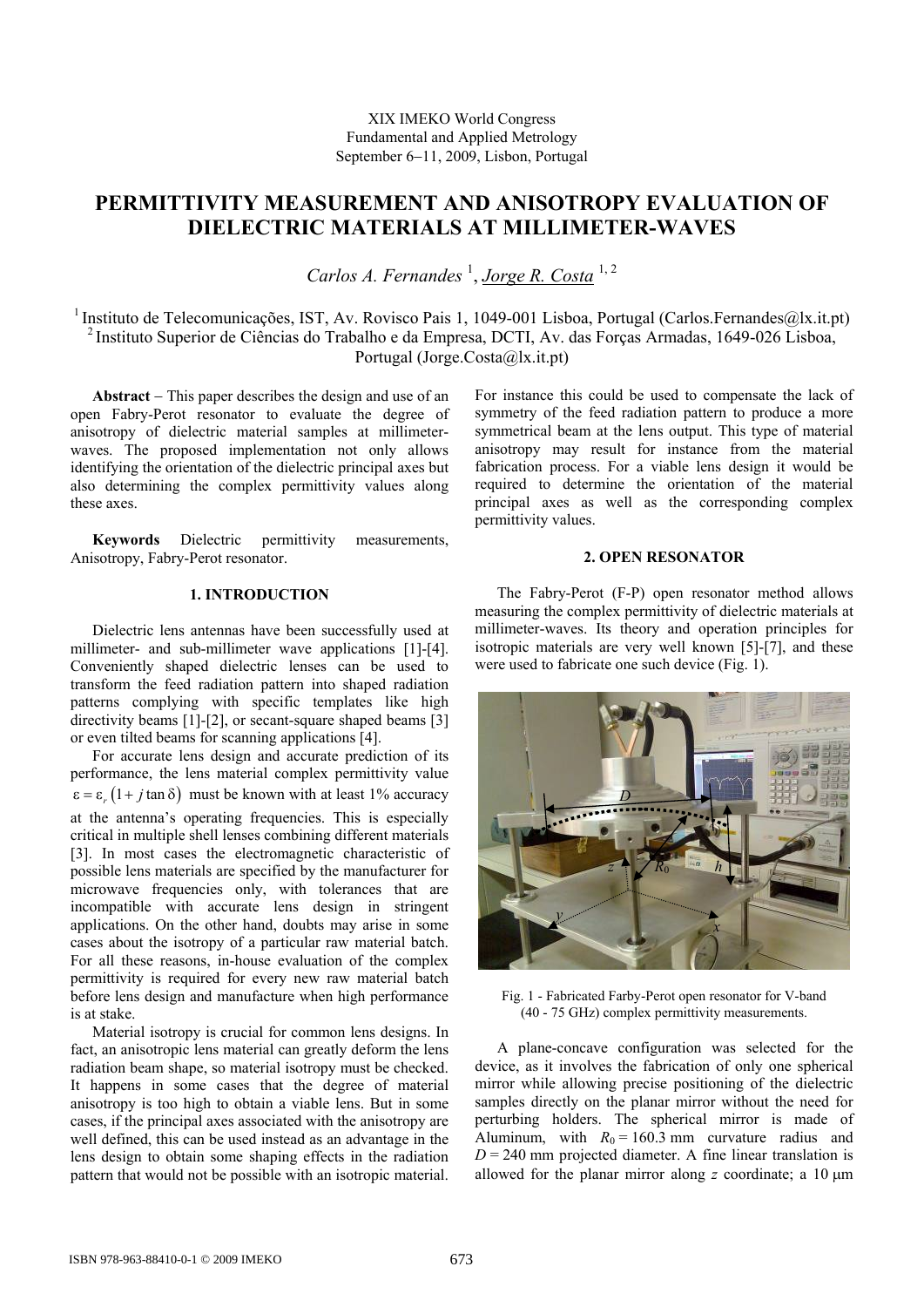XIX IMEKO World Congress
Fundamental and Applied Metrology
September 6−11, 2009, Lisbon, Portugal

# PERMITTIVITY MEASUREMENT AND ANISOTROPY EVALUATION OF DIELECTRIC MATERIALS AT MILLIMETER-WAVES

*Carlos A. Fernandes* [1], *Jorge R. Costa* [1, 2]

[1] Instituto de Telecomunicações, IST, Av. Rovisco Pais 1, 1049-001 Lisboa, Portugal (Carlos.Fernandes@lx.it.pt)
[2] Instituto Superior de Ciências do Trabalho e da Empresa, DCTI, Av. das Forças Armadas, 1649-026 Lisboa, Portugal (Jorge.Costa@lx.it.pt)

**Abstract** − This paper describes the design and use of an open Fabry-Perot resonator to evaluate the degree of anisotropy of dielectric material samples at millimeter-waves. The proposed implementation not only allows identifying the orientation of the dielectric principal axes but also determining the complex permittivity values along these axes.

**Keywords** Dielectric permittivity measurements, Anisotropy, Fabry-Perot resonator.

## 1. INTRODUCTION

Dielectric lens antennas have been successfully used at millimeter- and sub-millimeter wave applications [1]-[4]. Conveniently shaped dielectric lenses can be used to transform the feed radiation pattern into shaped radiation patterns complying with specific templates like high directivity beams [1]-[2], or secant-square shaped beams [3] or even tilted beams for scanning applications [4].

For accurate lens design and accurate prediction of its performance, the lens material complex permittivity value $\varepsilon = \varepsilon_r (1 + j \tan \delta)$ must be known with at least 1% accuracy at the antenna's operating frequencies. This is especially critical in multiple shell lenses combining different materials [3]. In most cases the electromagnetic characteristic of possible lens materials are specified by the manufacturer for microwave frequencies only, with tolerances that are incompatible with accurate lens design in stringent applications. On the other hand, doubts may arise in some cases about the isotropy of a particular raw material batch. For all these reasons, in-house evaluation of the complex permittivity is required for every new raw material batch before lens design and manufacture when high performance is at stake.

Material isotropy is crucial for common lens designs. In fact, an anisotropic lens material can greatly deform the lens radiation beam shape, so material isotropy must be checked. It happens in some cases that the degree of material anisotropy is too high to obtain a viable lens. But in some cases, if the principal axes associated with the anisotropy are well defined, this can be used instead as an advantage in the lens design to obtain some shaping effects in the radiation pattern that would not be possible with an isotropic material. For instance this could be used to compensate the lack of symmetry of the feed radiation pattern to produce a more symmetrical beam at the lens output. This type of material anisotropy may result for instance from the material fabrication process. For a viable lens design it would be required to determine the orientation of the material principal axes as well as the corresponding complex permittivity values.

## 2. OPEN RESONATOR

The Fabry-Perot (F-P) open resonator method allows measuring the complex permittivity of dielectric materials at millimeter-waves. Its theory and operation principles for isotropic materials are very well known [5]-[7], and these were used to fabricate one such device (Fig. 1).

Fig. 1 - Fabricated Farby-Perot open resonator for V-band (40 - 75 GHz) complex permittivity measurements.

A plane-concave configuration was selected for the device, as it involves the fabrication of only one spherical mirror while allowing precise positioning of the dielectric samples directly on the planar mirror without the need for perturbing holders. The spherical mirror is made of Aluminum, with $R_0 = 160.3$ mm curvature radius and $D = 240$ mm projected diameter. A fine linear translation is allowed for the planar mirror along $z$ coordinate; a 10 μm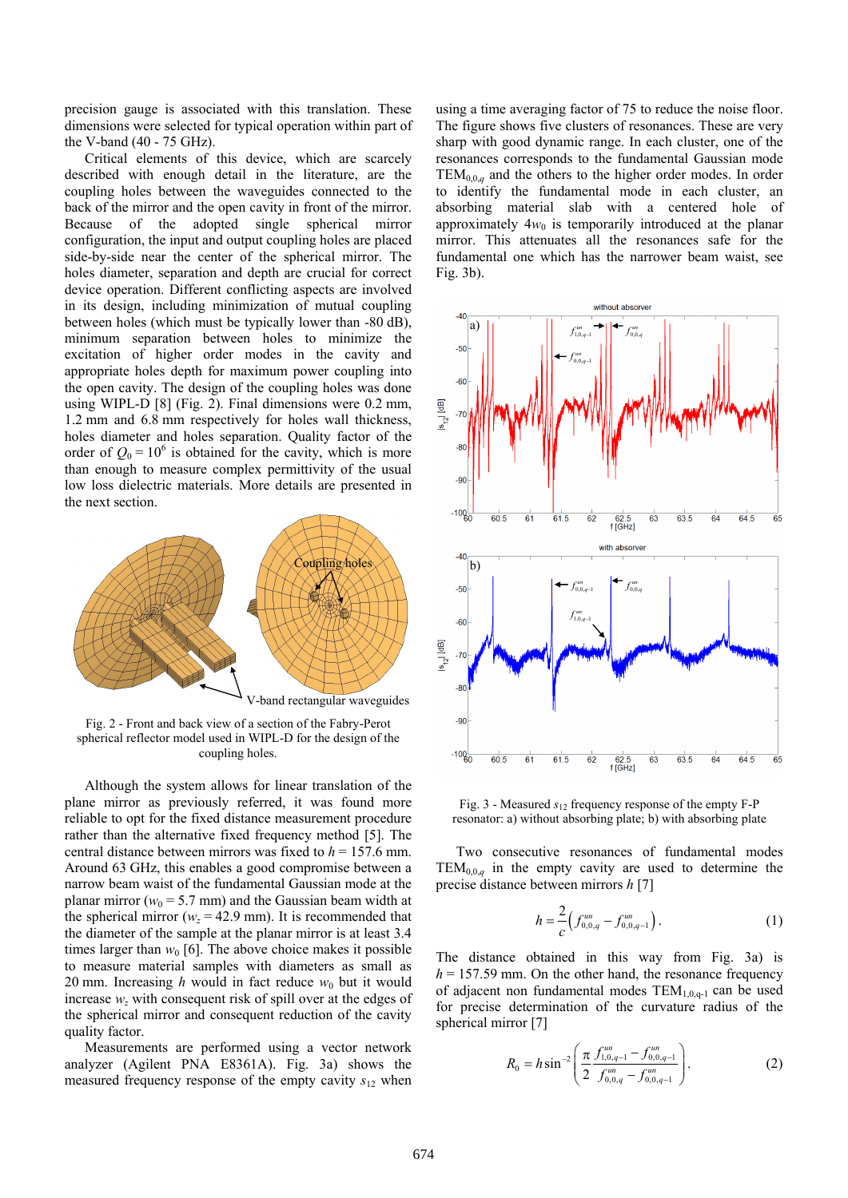precision gauge is associated with this translation. These dimensions were selected for typical operation within part of the V-band (40 - 75 GHz).

Critical elements of this device, which are scarcely described with enough detail in the literature, are the coupling holes between the waveguides connected to the back of the mirror and the open cavity in front of the mirror. Because of the adopted single spherical mirror configuration, the input and output coupling holes are placed side-by-side near the center of the spherical mirror. The holes diameter, separation and depth are crucial for correct device operation. Different conflicting aspects are involved in its design, including minimization of mutual coupling between holes (which must be typically lower than -80 dB), minimum separation between holes to minimize the excitation of higher order modes in the cavity and appropriate holes depth for maximum power coupling into the open cavity. The design of the coupling holes was done using WIPL-D [8] (Fig. 2). Final dimensions were 0.2 mm, 1.2 mm and 6.8 mm respectively for holes wall thickness, holes diameter and holes separation. Quality factor of the order of $Q_0 = 10^6$ is obtained for the cavity, which is more than enough to measure complex permittivity of the usual low loss dielectric materials. More details are presented in the next section.

Fig. 2 - Front and back view of a section of the Fabry-Perot spherical reflector model used in WIPL-D for the design of the coupling holes.

Although the system allows for linear translation of the plane mirror as previously referred, it was found more reliable to opt for the fixed distance measurement procedure rather than the alternative fixed frequency method [5]. The central distance between mirrors was fixed to $h = 157.6$ mm. Around 63 GHz, this enables a good compromise between a narrow beam waist of the fundamental Gaussian mode at the planar mirror ($w_0 = 5.7$ mm) and the Gaussian beam width at the spherical mirror ($w_z = 42.9$ mm). It is recommended that the diameter of the sample at the planar mirror is at least 3.4 times larger than $w_0$ [6]. The above choice makes it possible to measure material samples with diameters as small as 20 mm. Increasing $h$ would in fact reduce $w_0$ but it would increase $w_z$ with consequent risk of spill over at the edges of the spherical mirror and consequent reduction of the cavity quality factor.

Measurements are performed using a vector network analyzer (Agilent PNA E8361A). Fig. 3a) shows the measured frequency response of the empty cavity $s_{12}$ when using a time averaging factor of 75 to reduce the noise floor. The figure shows five clusters of resonances. These are very sharp with good dynamic range. In each cluster, one of the resonances corresponds to the fundamental Gaussian mode $\mathrm{TEM}_{0,0,q}$ and the others to the higher order modes. In order to identify the fundamental mode in each cluster, an absorbing material slab with a centered hole of approximately $4w_0$ is temporarily introduced at the planar mirror. This attenuates all the resonances safe for the fundamental one which has the narrower beam waist, see Fig. 3b).

Fig. 3 - Measured $s_{12}$ frequency response of the empty F-P resonator: a) without absorbing plate; b) with absorbing plate

Two consecutive resonances of fundamental modes $\mathrm{TEM}_{0,0,q}$ in the empty cavity are used to determine the precise distance between mirrors $h$ [7]

$$h = \frac{2}{c}\left(f_{0,0,q}^{un} - f_{0,0,q-1}^{un}\right). \tag{1}$$

The distance obtained in this way from Fig. 3a) is $h = 157.59$ mm. On the other hand, the resonance frequency of adjacent non fundamental modes $\mathrm{TEM}_{1,0,q-1}$ can be used for precise determination of the curvature radius of the spherical mirror [7]

$$R_0 = h \sin^{-2}\left(\frac{\pi}{2}\frac{f_{1,0,q-1}^{un} - f_{0,0,q-1}^{un}}{f_{0,0,q}^{un} - f_{0,0,q-1}^{un}}\right). \tag{2}$$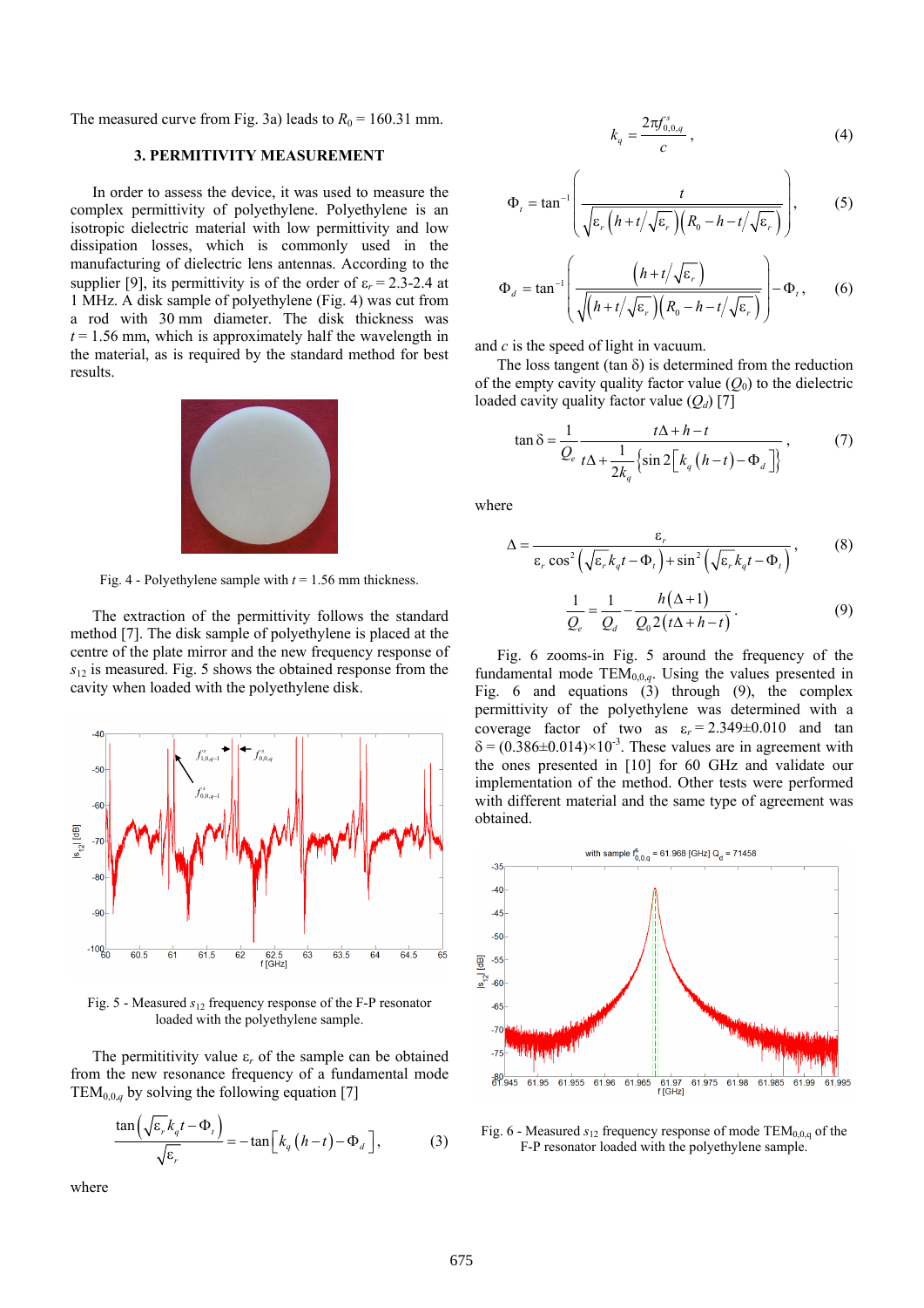The measured curve from Fig. 3a) leads to $R_0$ = 160.31 mm.

### 3. PERMITIVITY MEASUREMENT

In order to assess the device, it was used to measure the complex permittivity of polyethylene. Polyethylene is an isotropic dielectric material with low permittivity and low dissipation losses, which is commonly used in the manufacturing of dielectric lens antennas. According to the supplier [9], its permittivity is of the order of $\varepsilon_r$ = 2.3-2.4 at 1 MHz. A disk sample of polyethylene (Fig. 4) was cut from a rod with 30 mm diameter. The disk thickness was $t$ = 1.56 mm, which is approximately half the wavelength in the material, as is required by the standard method for best results.

Fig. 4 - Polyethylene sample with $t$ = 1.56 mm thickness.

The extraction of the permittivity follows the standard method [7]. The disk sample of polyethylene is placed at the centre of the plate mirror and the new frequency response of $s_{12}$ is measured. Fig. 5 shows the obtained response from the cavity when loaded with the polyethylene disk.

Fig. 5 - Measured $s_{12}$ frequency response of the F-P resonator loaded with the polyethylene sample.

The permittivity value $\varepsilon_r$ of the sample can be obtained from the new resonance frequency of a fundamental mode $\text{TEM}_{0,0,q}$ by solving the following equation [7]

$$\frac{\tan\left(\sqrt{\varepsilon_r}\, k_q t - \Phi_t\right)}{\sqrt{\varepsilon_r}} = -\tan\left[k_q\left(h-t\right) - \Phi_d\right], \tag{3}$$

where

$$k_q = \frac{2\pi f^s_{0,0,q}}{c}, \tag{4}$$

$$\Phi_t = \tan^{-1}\left(\frac{t}{\sqrt{\varepsilon_r\left(h + t/\sqrt{\varepsilon_r}\right)\left(R_0 - h - t/\sqrt{\varepsilon_r}\right)}}\right), \tag{5}$$

$$\Phi_d = \tan^{-1}\left(\frac{\left(h + t/\sqrt{\varepsilon_r}\right)}{\sqrt{\left(h + t/\sqrt{\varepsilon_r}\right)\left(R_0 - h - t/\sqrt{\varepsilon_r}\right)}}\right) - \Phi_t, \tag{6}$$

and $c$ is the speed of light in vacuum.

The loss tangent (tan δ) is determined from the reduction of the empty cavity quality factor value ($Q_0$) to the dielectric loaded cavity quality factor value ($Q_d$) [7]

$$\tan\delta = \frac{1}{Q_e}\frac{t\Delta + h - t}{t\Delta + \dfrac{1}{2k_q}\left\{\sin 2\left[k_q\left(h-t\right) - \Phi_d\right]\right\}}, \tag{7}$$

where

$$\Delta = \frac{\varepsilon_r}{\varepsilon_r \cos^2\left(\sqrt{\varepsilon_r}\, k_q t - \Phi_t\right) + \sin^2\left(\sqrt{\varepsilon_r}\, k_q t - \Phi_t\right)}, \tag{8}$$

$$\frac{1}{Q_e} = \frac{1}{Q_d} - \frac{h\left(\Delta + 1\right)}{Q_0 2\left(t\Delta + h - t\right)}. \tag{9}$$

Fig. 6 zooms-in Fig. 5 around the frequency of the fundamental mode $\text{TEM}_{0,0,q}$. Using the values presented in Fig. 6 and equations (3) through (9), the complex permittivity of the polyethylene was determined with a coverage factor of two as $\varepsilon_r = 2.349 \pm 0.010$ and $\tan\delta = (0.386 \pm 0.014) \times 10^{-3}$. These values are in agreement with the ones presented in [10] for 60 GHz and validate our implementation of the method. Other tests were performed with different material and the same type of agreement was obtained.

Fig. 6 - Measured $s_{12}$ frequency response of mode $\text{TEM}_{0,0,q}$ of the F-P resonator loaded with the polyethylene sample.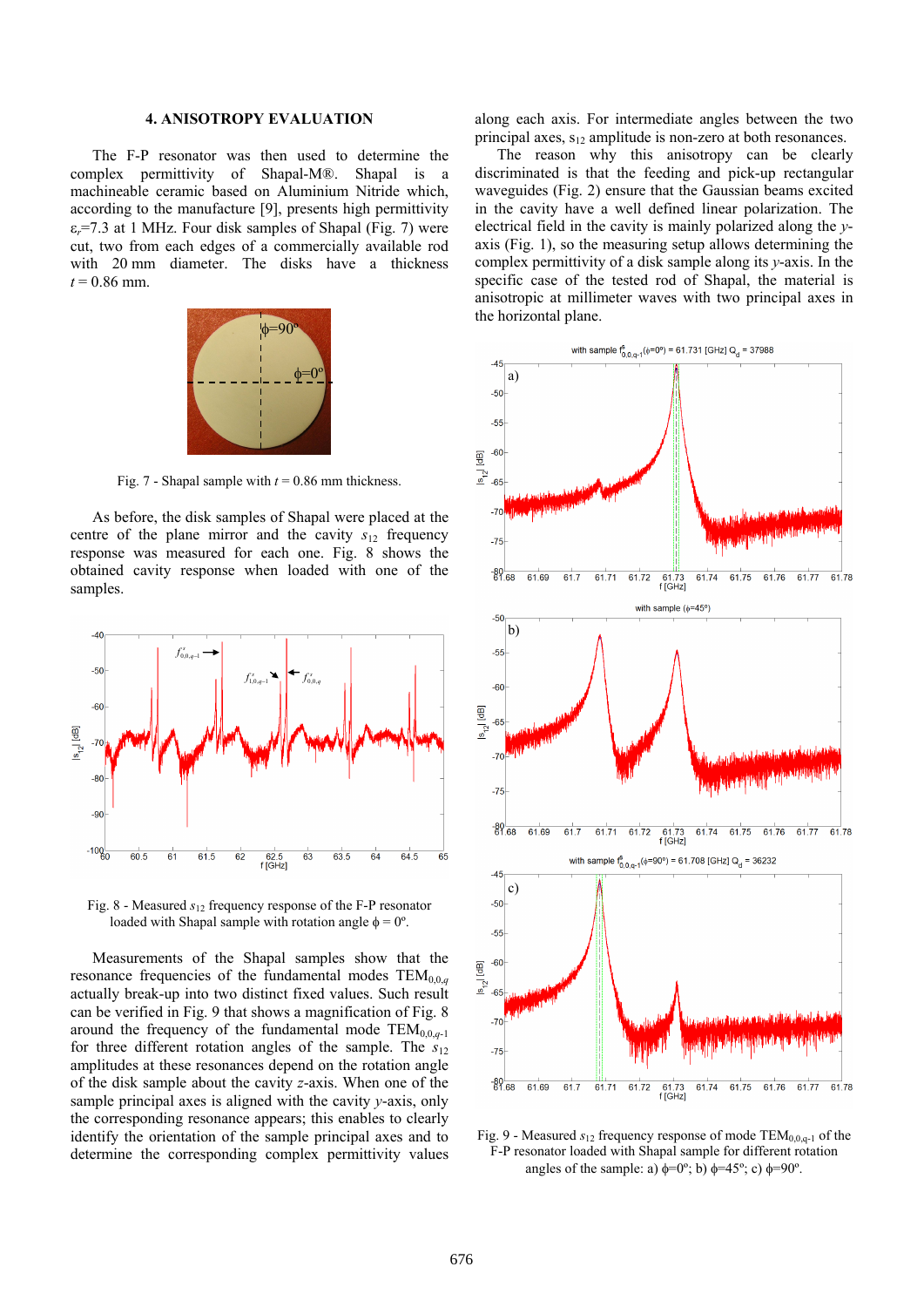## 4. ANISOTROPY EVALUATION

The F-P resonator was then used to determine the complex permittivity of Shapal-M®. Shapal is a machineable ceramic based on Aluminium Nitride which, according to the manufacture [9], presents high permittivity $\varepsilon_r$=7.3 at 1 MHz. Four disk samples of Shapal (Fig. 7) were cut, two from each edges of a commercially available rod with 20 mm diameter. The disks have a thickness $t$ = 0.86 mm.

Fig. 7 - Shapal sample with $t$ = 0.86 mm thickness.

As before, the disk samples of Shapal were placed at the centre of the plane mirror and the cavity $s_{12}$ frequency response was measured for each one. Fig. 8 shows the obtained cavity response when loaded with one of the samples.

Fig. 8 - Measured $s_{12}$ frequency response of the F-P resonator loaded with Shapal sample with rotation angle $\phi$ = 0º.

Measurements of the Shapal samples show that the resonance frequencies of the fundamental modes $TEM_{0,0,q}$ actually break-up into two distinct fixed values. Such result can be verified in Fig. 9 that shows a magnification of Fig. 8 around the frequency of the fundamental mode $TEM_{0,0,q-1}$ for three different rotation angles of the sample. The $s_{12}$ amplitudes at these resonances depend on the rotation angle of the disk sample about the cavity $z$-axis. When one of the sample principal axes is aligned with the cavity $y$-axis, only the corresponding resonance appears; this enables to clearly identify the orientation of the sample principal axes and to determine the corresponding complex permittivity values along each axis. For intermediate angles between the two principal axes, $s_{12}$ amplitude is non-zero at both resonances.

The reason why this anisotropy can be clearly discriminated is that the feeding and pick-up rectangular waveguides (Fig. 2) ensure that the Gaussian beams excited in the cavity have a well defined linear polarization. The electrical field in the cavity is mainly polarized along the $y$-axis (Fig. 1), so the measuring setup allows determining the complex permittivity of a disk sample along its $y$-axis. In the specific case of the tested rod of Shapal, the material is anisotropic at millimeter waves with two principal axes in the horizontal plane.

Fig. 9 - Measured $s_{12}$ frequency response of mode $TEM_{0,0,q-1}$ of the F-P resonator loaded with Shapal sample for different rotation angles of the sample: a) $\phi$=0º; b) $\phi$=45º; c) $\phi$=90º.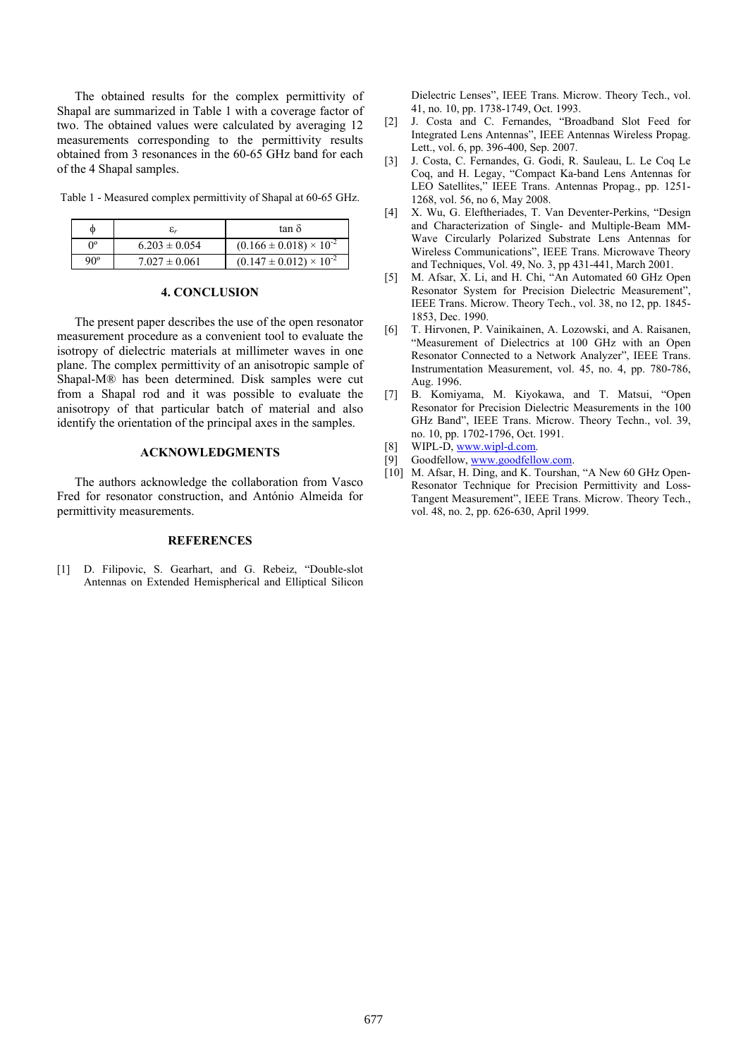The obtained results for the complex permittivity of Shapal are summarized in Table 1 with a coverage factor of two. The obtained values were calculated by averaging 12 measurements corresponding to the permittivity results obtained from 3 resonances in the 60-65 GHz band for each of the 4 Shapal samples.

Table 1 - Measured complex permittivity of Shapal at 60-65 GHz.

| $\phi$ | $\varepsilon_r$ | tan $\delta$ |
|---|---|---|
| 0º | $6.203 \pm 0.054$ | $(0.166 \pm 0.018) \times 10^{-2}$ |
| 90º | $7.027 \pm 0.061$ | $(0.147 \pm 0.012) \times 10^{-2}$ |

## 4. CONCLUSION

The present paper describes the use of the open resonator measurement procedure as a convenient tool to evaluate the isotropy of dielectric materials at millimeter waves in one plane. The complex permittivity of an anisotropic sample of Shapal-M® has been determined. Disk samples were cut from a Shapal rod and it was possible to evaluate the anisotropy of that particular batch of material and also identify the orientation of the principal axes in the samples.

## ACKNOWLEDGMENTS

The authors acknowledge the collaboration from Vasco Fred for resonator construction, and António Almeida for permittivity measurements.

## REFERENCES

[1] D. Filipovic, S. Gearhart, and G. Rebeiz, "Double-slot Antennas on Extended Hemispherical and Elliptical Silicon Dielectric Lenses", IEEE Trans. Microw. Theory Tech., vol. 41, no. 10, pp. 1738-1749, Oct. 1993.

[2] J. Costa and C. Fernandes, "Broadband Slot Feed for Integrated Lens Antennas", IEEE Antennas Wireless Propag. Lett., vol. 6, pp. 396-400, Sep. 2007.

[3] J. Costa, C. Fernandes, G. Godi, R. Sauleau, L. Le Coq Le Coq, and H. Legay, "Compact Ka-band Lens Antennas for LEO Satellites," IEEE Trans. Antennas Propag., pp. 1251-1268, vol. 56, no 6, May 2008.

[4] X. Wu, G. Eleftheriades, T. Van Deventer-Perkins, "Design and Characterization of Single- and Multiple-Beam MM-Wave Circularly Polarized Substrate Lens Antennas for Wireless Communications", IEEE Trans. Microwave Theory and Techniques, Vol. 49, No. 3, pp 431-441, March 2001.

[5] M. Afsar, X. Li, and H. Chi, "An Automated 60 GHz Open Resonator System for Precision Dielectric Measurement", IEEE Trans. Microw. Theory Tech., vol. 38, no 12, pp. 1845-1853, Dec. 1990.

[6] T. Hirvonen, P. Vainikainen, A. Lozowski, and A. Raisanen, "Measurement of Dielectrics at 100 GHz with an Open Resonator Connected to a Network Analyzer", IEEE Trans. Instrumentation Measurement, vol. 45, no. 4, pp. 780-786, Aug. 1996.

[7] B. Komiyama, M. Kiyokawa, and T. Matsui, "Open Resonator for Precision Dielectric Measurements in the 100 GHz Band", IEEE Trans. Microw. Theory Techn., vol. 39, no. 10, pp. 1702-1796, Oct. 1991.

[8] WIPL-D, www.wipl-d.com.

[9] Goodfellow, www.goodfellow.com.

[10] M. Afsar, H. Ding, and K. Tourshan, "A New 60 GHz Open-Resonator Technique for Precision Permittivity and Loss-Tangent Measurement", IEEE Trans. Microw. Theory Tech., vol. 48, no. 2, pp. 626-630, April 1999.